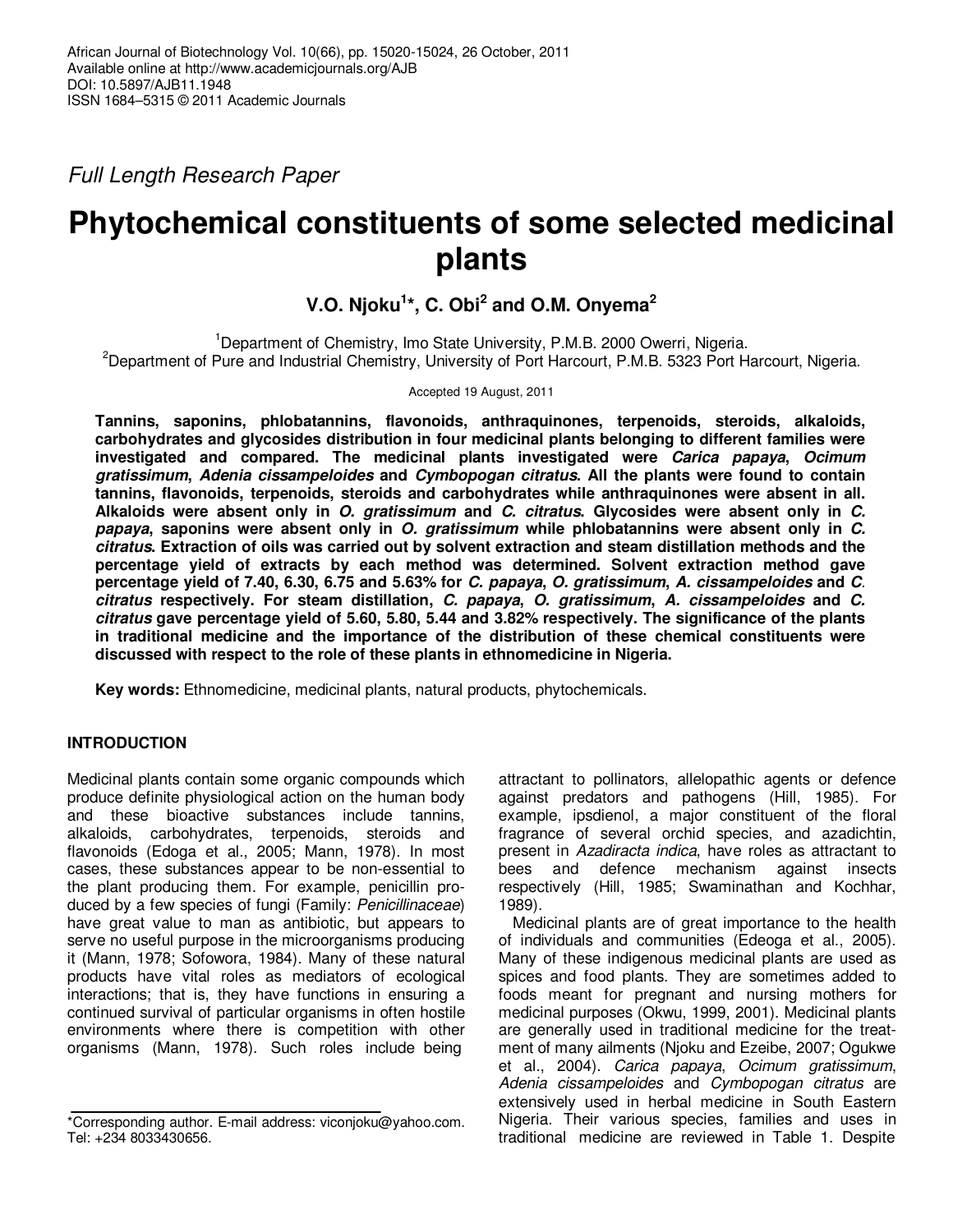Full Length Research Paper

# Phytochemical constituents of some selected medicinal plants

**V.O. Njoku[1]*, C. Obi[2] and O.M. Onyema[2]**

[1]Department of Chemistry, Imo State University, P.M.B. 2000 Owerri, Nigeria.
[2]Department of Pure and Industrial Chemistry, University of Port Harcourt, P.M.B. 5323 Port Harcourt, Nigeria.

Accepted 19 August, 2011

**Tannins, saponins, phlobatannins, flavonoids, anthraquinones, terpenoids, steroids, alkaloids, carbohydrates and glycosides distribution in four medicinal plants belonging to different families were investigated and compared. The medicinal plants investigated were *Carica papaya*, *Ocimum gratissimum*, *Adenia cissampeloides* and *Cymbopogan citratus*. All the plants were found to contain tannins, flavonoids, terpenoids, steroids and carbohydrates while anthraquinones were absent in all. Alkaloids were absent only in *O. gratissimum* and *C. citratus*. Glycosides were absent only in *C. papaya*, saponins were absent only in *O. gratissimum* while phlobatannins were absent only in *C. citratus*. Extraction of oils was carried out by solvent extraction and steam distillation methods and the percentage yield of extracts by each method was determined. Solvent extraction method gave percentage yield of 7.40, 6.30, 6.75 and 5.63% for *C. papaya*, *O. gratissimum*, *A. cissampeloides* and *C. citratus* respectively. For steam distillation, *C. papaya*, *O. gratissimum*, *A. cissampeloides* and *C. citratus* gave percentage yield of 5.60, 5.80, 5.44 and 3.82% respectively. The significance of the plants in traditional medicine and the importance of the distribution of these chemical constituents were discussed with respect to the role of these plants in ethnomedicine in Nigeria.**

**Key words:** Ethnomedicine, medicinal plants, natural products, phytochemicals.

## INTRODUCTION

Medicinal plants contain some organic compounds which produce definite physiological action on the human body and these bioactive substances include tannins, alkaloids, carbohydrates, terpenoids, steroids and flavonoids (Edoga et al., 2005; Mann, 1978). In most cases, these substances appear to be non-essential to the plant producing them. For example, penicillin produced by a few species of fungi (Family: *Penicillinaceae*) have great value to man as antibiotic, but appears to serve no useful purpose in the microorganisms producing it (Mann, 1978; Sofowora, 1984). Many of these natural products have vital roles as mediators of ecological interactions; that is, they have functions in ensuring a continued survival of particular organisms in often hostile environments where there is competition with other organisms (Mann, 1978). Such roles include being attractant to pollinators, allelopathic agents or defence against predators and pathogens (Hill, 1985). For example, ipsdienol, a major constituent of the floral fragrance of several orchid species, and azadichtin, present in *Azadiracta indica*, have roles as attractant to bees and defence mechanism against insects respectively (Hill, 1985; Swaminathan and Kochhar, 1989).

Medicinal plants are of great importance to the health of individuals and communities (Edeoga et al., 2005). Many of these indigenous medicinal plants are used as spices and food plants. They are sometimes added to foods meant for pregnant and nursing mothers for medicinal purposes (Okwu, 1999, 2001). Medicinal plants are generally used in traditional medicine for the treatment of many ailments (Njoku and Ezeibe, 2007; Ogukwe et al., 2004). *Carica papaya*, *Ocimum gratissimum*, *Adenia cissampeloides* and *Cymbopogan citratus* are extensively used in herbal medicine in South Eastern Nigeria. Their various species, families and uses in traditional medicine are reviewed in Table 1. Despite

*Corresponding author. E-mail address: viconjoku@yahoo.com. Tel: +234 8033430656.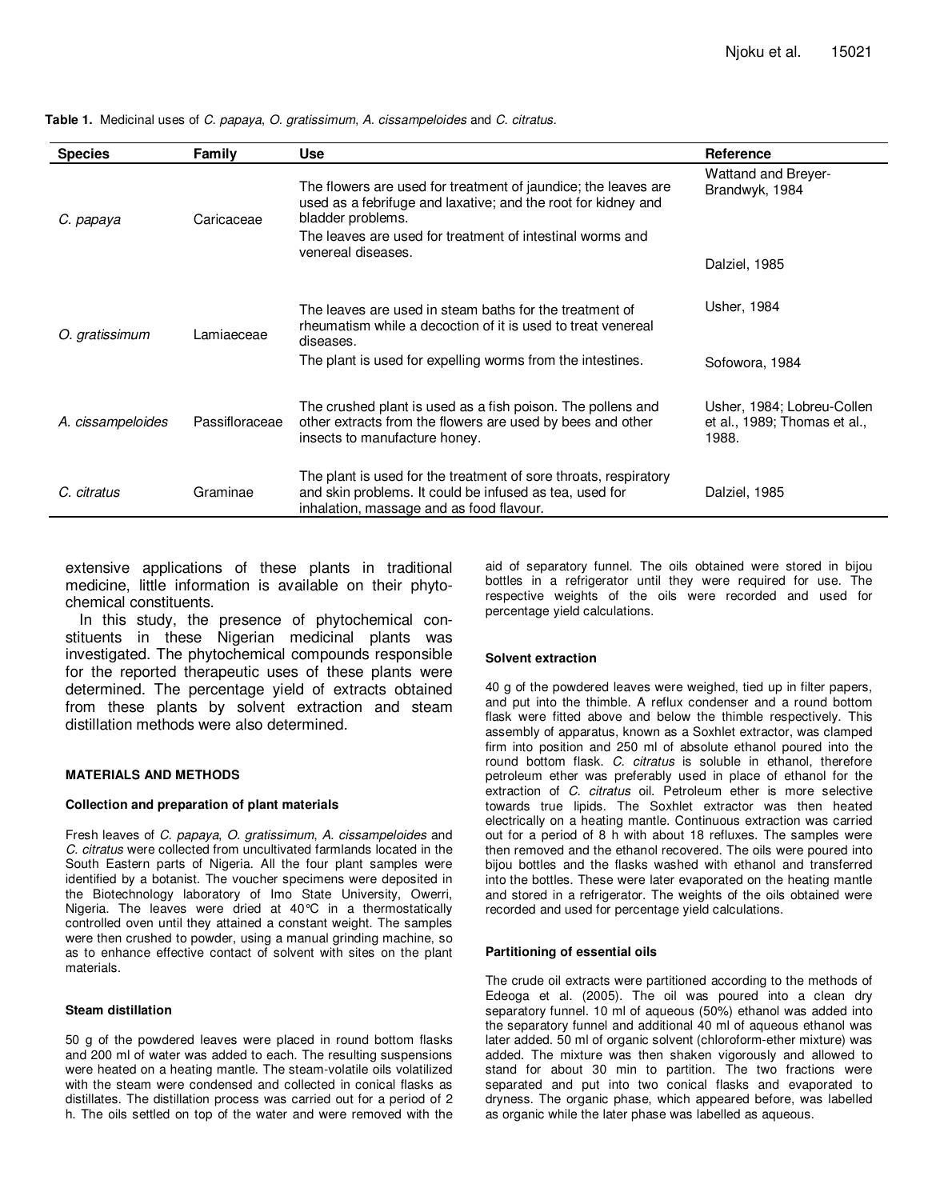**Table 1.** Medicinal uses of *C. papaya*, *O. gratissimum*, *A. cissampeloides* and *C. citratus*.

| Species | Family | Use | Reference |
|---|---|---|---|
| *C. papaya* | Caricaceae | The flowers are used for treatment of jaundice; the leaves are used as a febrifuge and laxative; and the root for kidney and bladder problems. | Wattand and Breyer-Brandwyk, 1984 |
| | | The leaves are used for treatment of intestinal worms and venereal diseases. | Dalziel, 1985 |
| *O. gratissimum* | Lamiaeceae | The leaves are used in steam baths for the treatment of rheumatism while a decoction of it is used to treat venereal diseases. | Usher, 1984 |
| | | The plant is used for expelling worms from the intestines. | Sofowora, 1984 |
| *A. cissampeloides* | Passifloraceae | The crushed plant is used as a fish poison. The pollens and other extracts from the flowers are used by bees and other insects to manufacture honey. | Usher, 1984; Lobreu-Collen et al., 1989; Thomas et al., 1988. |
| *C. citratus* | Graminae | The plant is used for the treatment of sore throats, respiratory and skin problems. It could be infused as tea, used for inhalation, massage and as food flavour. | Dalziel, 1985 |

extensive applications of these plants in traditional medicine, little information is available on their phytochemical constituents.

In this study, the presence of phytochemical constituents in these Nigerian medicinal plants was investigated. The phytochemical compounds responsible for the reported therapeutic uses of these plants were determined. The percentage yield of extracts obtained from these plants by solvent extraction and steam distillation methods were also determined.

## MATERIALS AND METHODS

### Collection and preparation of plant materials

Fresh leaves of *C. papaya*, *O. gratissimum*, *A. cissampeloides* and *C. citratus* were collected from uncultivated farmlands located in the South Eastern parts of Nigeria. All the four plant samples were identified by a botanist. The voucher specimens were deposited in the Biotechnology laboratory of Imo State University, Owerri, Nigeria. The leaves were dried at 40°C in a thermostatically controlled oven until they attained a constant weight. The samples were then crushed to powder, using a manual grinding machine, so as to enhance effective contact of solvent with sites on the plant materials.

### Steam distillation

50 g of the powdered leaves were placed in round bottom flasks and 200 ml of water was added to each. The resulting suspensions were heated on a heating mantle. The steam-volatile oils volatilized with the steam were condensed and collected in conical flasks as distillates. The distillation process was carried out for a period of 2 h. The oils settled on top of the water and were removed with the aid of separatory funnel. The oils obtained were stored in bijou bottles in a refrigerator until they were required for use. The respective weights of the oils were recorded and used for percentage yield calculations.

### Solvent extraction

40 g of the powdered leaves were weighed, tied up in filter papers, and put into the thimble. A reflux condenser and a round bottom flask were fitted above and below the thimble respectively. This assembly of apparatus, known as a Soxhlet extractor, was clamped firm into position and 250 ml of absolute ethanol poured into the round bottom flask. *C. citratus* is soluble in ethanol, therefore petroleum ether was preferably used in place of ethanol for the extraction of *C. citratus* oil. Petroleum ether is more selective towards true lipids. The Soxhlet extractor was then heated electrically on a heating mantle. Continuous extraction was carried out for a period of 8 h with about 18 refluxes. The samples were then removed and the ethanol recovered. The oils were poured into bijou bottles and the flasks washed with ethanol and transferred into the bottles. These were later evaporated on the heating mantle and stored in a refrigerator. The weights of the oils obtained were recorded and used for percentage yield calculations.

### Partitioning of essential oils

The crude oil extracts were partitioned according to the methods of Edeoga et al. (2005). The oil was poured into a clean dry separatory funnel. 10 ml of aqueous (50%) ethanol was added into the separatory funnel and additional 40 ml of aqueous ethanol was later added. 50 ml of organic solvent (chloroform-ether mixture) was added. The mixture was then shaken vigorously and allowed to stand for about 30 min to partition. The two fractions were separated and put into two conical flasks and evaporated to dryness. The organic phase, which appeared before, was labelled as organic while the later phase was labelled as aqueous.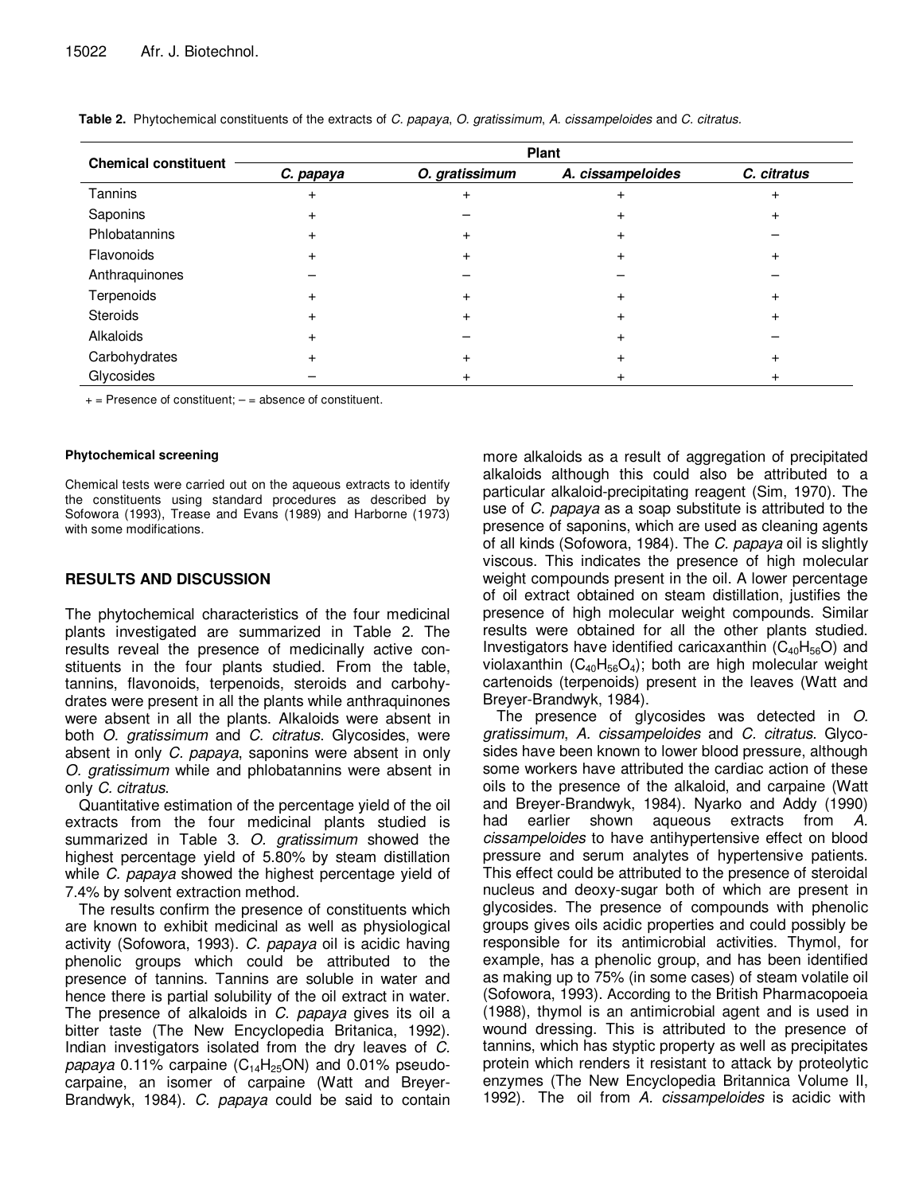**Table 2.** Phytochemical constituents of the extracts of *C. papaya*, *O. gratissimum*, *A. cissampeloides* and *C. citratus*.

| Chemical constituent | Plant | | | |
|---|---|---|---|---|
| | *C. papaya* | *O. gratissimum* | *A. cissampeloides* | *C. citratus* |
| Tannins | + | + | + | + |
| Saponins | + | – | + | + |
| Phlobatannins | + | + | + | – |
| Flavonoids | + | + | + | + |
| Anthraquinones | – | – | – | – |
| Terpenoids | + | + | + | + |
| Steroids | + | + | + | + |
| Alkaloids | + | – | + | – |
| Carbohydrates | + | + | + | + |
| Glycosides | – | + | + | + |

+ = Presence of constituent; – = absence of constituent.

#### Phytochemical screening

Chemical tests were carried out on the aqueous extracts to identify the constituents using standard procedures as described by Sofowora (1993), Trease and Evans (1989) and Harborne (1973) with some modifications.

## RESULTS AND DISCUSSION

The phytochemical characteristics of the four medicinal plants investigated are summarized in Table 2. The results reveal the presence of medicinally active constituents in the four plants studied. From the table, tannins, flavonoids, terpenoids, steroids and carbohydrates were present in all the plants while anthraquinones were absent in all the plants. Alkaloids were absent in both *O. gratissimum* and *C. citratus*. Glycosides, were absent in only *C. papaya*, saponins were absent in only *O. gratissimum* while and phlobatannins were absent in only *C. citratus*.

Quantitative estimation of the percentage yield of the oil extracts from the four medicinal plants studied is summarized in Table 3. *O. gratissimum* showed the highest percentage yield of 5.80% by steam distillation while *C. papaya* showed the highest percentage yield of 7.4% by solvent extraction method.

The results confirm the presence of constituents which are known to exhibit medicinal as well as physiological activity (Sofowora, 1993). *C. papaya* oil is acidic having phenolic groups which could be attributed to the presence of tannins. Tannins are soluble in water and hence there is partial solubility of the oil extract in water. The presence of alkaloids in *C. papaya* gives its oil a bitter taste (The New Encyclopedia Britanica, 1992). Indian investigators isolated from the dry leaves of *C. papaya* 0.11% carpaine ($C_{14}H_{25}ON$) and 0.01% pseudocarpaine, an isomer of carpaine (Watt and Breyer-Brandwyk, 1984). *C. papaya* could be said to contain more alkaloids as a result of aggregation of precipitated alkaloids although this could also be attributed to a particular alkaloid-precipitating reagent (Sim, 1970). The use of *C. papaya* as a soap substitute is attributed to the presence of saponins, which are used as cleaning agents of all kinds (Sofowora, 1984). The *C. papaya* oil is slightly viscous. This indicates the presence of high molecular weight compounds present in the oil. A lower percentage of oil extract obtained on steam distillation, justifies the presence of high molecular weight compounds. Similar results were obtained for all the other plants studied. Investigators have identified caricaxanthin ($C_{40}H_{56}O$) and violaxanthin ($C_{40}H_{56}O_4$); both are high molecular weight cartenoids (terpenoids) present in the leaves (Watt and Breyer-Brandwyk, 1984).

The presence of glycosides was detected in *O. gratissimum*, *A. cissampeloides* and *C. citratus*. Glycosides have been known to lower blood pressure, although some workers have attributed the cardiac action of these oils to the presence of the alkaloid, and carpaine (Watt and Breyer-Brandwyk, 1984). Nyarko and Addy (1990) had earlier shown aqueous extracts from *A. cissampeloides* to have antihypertensive effect on blood pressure and serum analytes of hypertensive patients. This effect could be attributed to the presence of steroidal nucleus and deoxy-sugar both of which are present in glycosides. The presence of compounds with phenolic groups gives oils acidic properties and could possibly be responsible for its antimicrobial activities. Thymol, for example, has a phenolic group, and has been identified as making up to 75% (in some cases) of steam volatile oil (Sofowora, 1993). According to the British Pharmacopoeia (1988), thymol is an antimicrobial agent and is used in wound dressing. This is attributed to the presence of tannins, which has styptic property as well as precipitates protein which renders it resistant to attack by proteolytic enzymes (The New Encyclopedia Britannica Volume II, 1992). The oil from *A. cissampeloides* is acidic with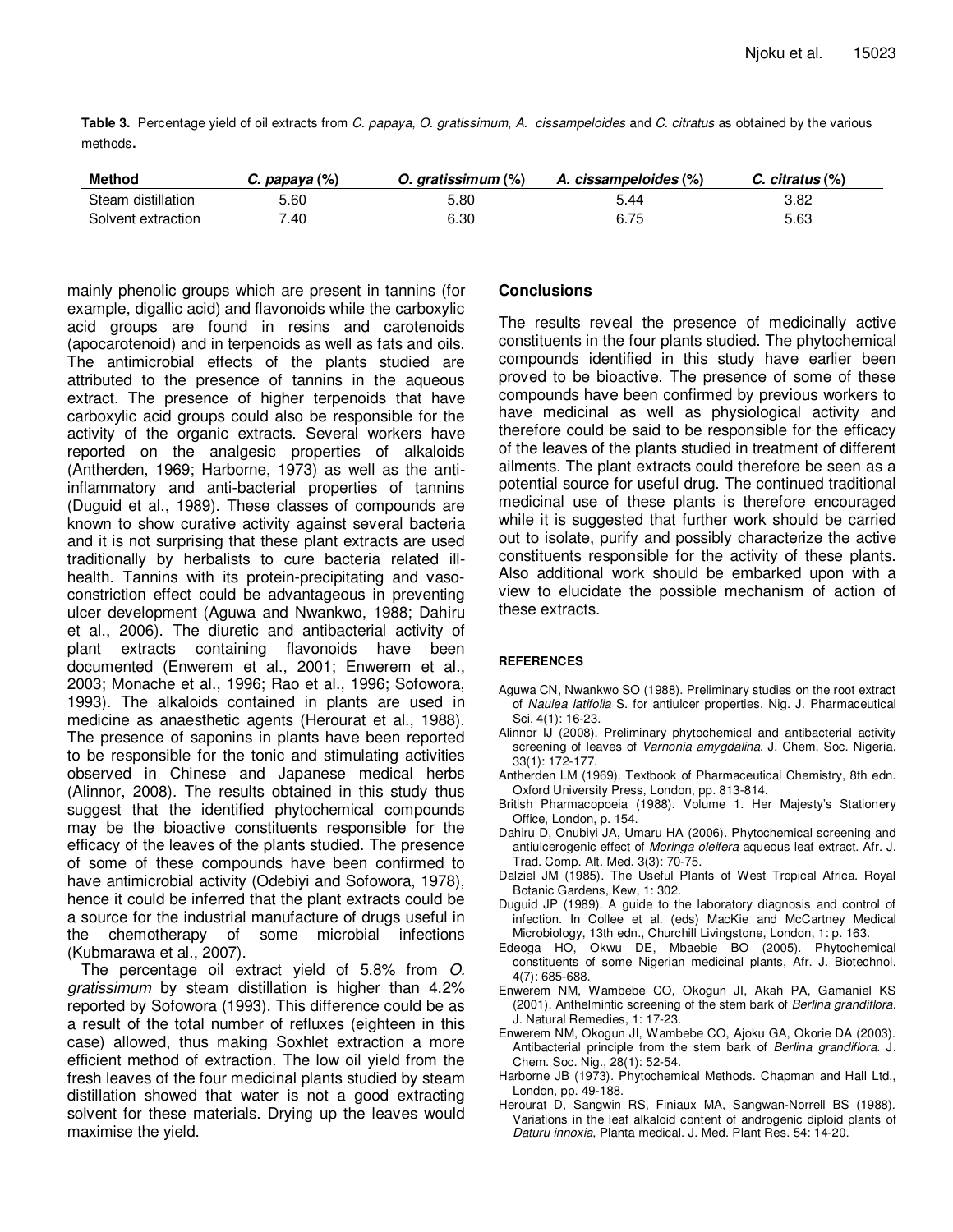**Table 3.** Percentage yield of oil extracts from *C. papaya*, *O. gratissimum*, *A. cissampeloides* and *C. citratus* as obtained by the various methods.

| Method | *C. papaya* (%) | *O. gratissimum* (%) | *A. cissampeloides* (%) | *C. citratus* (%) |
|---|---|---|---|---|
| Steam distillation | 5.60 | 5.80 | 5.44 | 3.82 |
| Solvent extraction | 7.40 | 6.30 | 6.75 | 5.63 |

mainly phenolic groups which are present in tannins (for example, digallic acid) and flavonoids while the carboxylic acid groups are found in resins and carotenoids (apocarotenoid) and in terpenoids as well as fats and oils. The antimicrobial effects of the plants studied are attributed to the presence of tannins in the aqueous extract. The presence of higher terpenoids that have carboxylic acid groups could also be responsible for the activity of the organic extracts. Several workers have reported on the analgesic properties of alkaloids (Antherden, 1969; Harborne, 1973) as well as the anti-inflammatory and anti-bacterial properties of tannins (Duguid et al., 1989). These classes of compounds are known to show curative activity against several bacteria and it is not surprising that these plant extracts are used traditionally by herbalists to cure bacteria related ill-health. Tannins with its protein-precipitating and vaso-constriction effect could be advantageous in preventing ulcer development (Aguwa and Nwankwo, 1988; Dahiru et al., 2006). The diuretic and antibacterial activity of plant extracts containing flavonoids have been documented (Enwerem et al., 2001; Enwerem et al., 2003; Monache et al., 1996; Rao et al., 1996; Sofowora, 1993). The alkaloids contained in plants are used in medicine as anaesthetic agents (Herourat et al., 1988). The presence of saponins in plants have been reported to be responsible for the tonic and stimulating activities observed in Chinese and Japanese medical herbs (Alinnor, 2008). The results obtained in this study thus suggest that the identified phytochemical compounds may be the bioactive constituents responsible for the efficacy of the leaves of the plants studied. The presence of some of these compounds have been confirmed to have antimicrobial activity (Odebiyi and Sofowora, 1978), hence it could be inferred that the plant extracts could be a source for the industrial manufacture of drugs useful in the chemotherapy of some microbial infections (Kubmarawa et al., 2007).

The percentage oil extract yield of 5.8% from *O. gratissimum* by steam distillation is higher than 4.2% reported by Sofowora (1993). This difference could be as a result of the total number of refluxes (eighteen in this case) allowed, thus making Soxhlet extraction a more efficient method of extraction. The low oil yield from the fresh leaves of the four medicinal plants studied by steam distillation showed that water is not a good extracting solvent for these materials. Drying up the leaves would maximise the yield.

## Conclusions

The results reveal the presence of medicinally active constituents in the four plants studied. The phytochemical compounds identified in this study have earlier been proved to be bioactive. The presence of some of these compounds have been confirmed by previous workers to have medicinal as well as physiological activity and therefore could be said to be responsible for the efficacy of the leaves of the plants studied in treatment of different ailments. The plant extracts could therefore be seen as a potential source for useful drug. The continued traditional medicinal use of these plants is therefore encouraged while it is suggested that further work should be carried out to isolate, purify and possibly characterize the active constituents responsible for the activity of these plants. Also additional work should be embarked upon with a view to elucidate the possible mechanism of action of these extracts.

## REFERENCES

Aguwa CN, Nwankwo SO (1988). Preliminary studies on the root extract of *Naulea latifolia* S. for antiulcer properties. Nig. J. Pharmaceutical Sci. 4(1): 16-23.

Alinnor IJ (2008). Preliminary phytochemical and antibacterial activity screening of leaves of *Varnonia amygdalina*, J. Chem. Soc. Nigeria, 33(1): 172-177.

Antherden LM (1969). Textbook of Pharmaceutical Chemistry, 8th edn. Oxford University Press, London, pp. 813-814.

British Pharmacopoeia (1988). Volume 1. Her Majesty's Stationery Office, London, p. 154.

Dahiru D, Onubiyi JA, Umaru HA (2006). Phytochemical screening and antiulcerogenic effect of *Moringa oleifera* aqueous leaf extract. Afr. J. Trad. Comp. Alt. Med. 3(3): 70-75.

Dalziel JM (1985). The Useful Plants of West Tropical Africa. Royal Botanic Gardens, Kew, 1: 302.

Duguid JP (1989). A guide to the laboratory diagnosis and control of infection. In Collee et al. (eds) MacKie and McCartney Medical Microbiology, 13th edn., Churchill Livingstone, London, 1: p. 163.

Edeoga HO, Okwu DE, Mbaebie BO (2005). Phytochemical constituents of some Nigerian medicinal plants, Afr. J. Biotechnol. 4(7): 685-688.

Enwerem NM, Wambebe CO, Okogun JI, Akah PA, Gamaniel KS (2001). Anthelmintic screening of the stem bark of *Berlina grandiflora*. J. Natural Remedies, 1: 17-23.

Enwerem NM, Okogun JI, Wambebe CO, Ajoku GA, Okorie DA (2003). Antibacterial principle from the stem bark of *Berlina grandiflora*. J. Chem. Soc. Nig., 28(1): 52-54.

Harborne JB (1973). Phytochemical Methods. Chapman and Hall Ltd., London, pp. 49-188.

Herourat D, Sangwin RS, Finiaux MA, Sangwan-Norrell BS (1988). Variations in the leaf alkaloid content of androgenic diploid plants of *Daturu innoxia*, Planta medical. J. Med. Plant Res. 54: 14-20.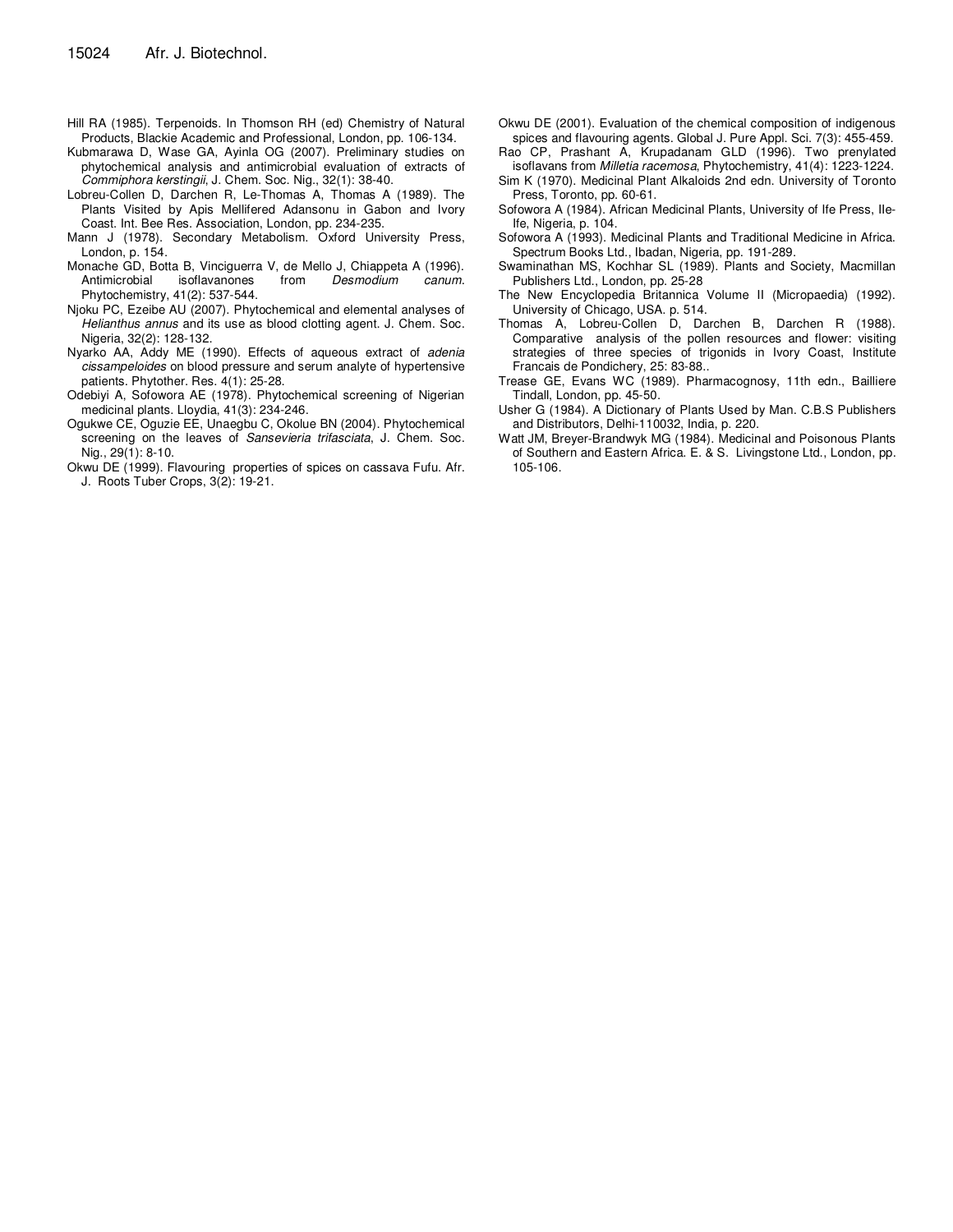Hill RA (1985). Terpenoids. In Thomson RH (ed) Chemistry of Natural Products, Blackie Academic and Professional, London, pp. 106-134.

Kubmarawa D, Wase GA, Ayinla OG (2007). Preliminary studies on phytochemical analysis and antimicrobial evaluation of extracts of *Commiphora kerstingii*, J. Chem. Soc. Nig., 32(1): 38-40.

Lobreu-Collen D, Darchen R, Le-Thomas A, Thomas A (1989). The Plants Visited by Apis Mellifered Adansonu in Gabon and Ivory Coast. Int. Bee Res. Association, London, pp. 234-235.

Mann J (1978). Secondary Metabolism. Oxford University Press, London, p. 154.

Monache GD, Botta B, Vinciguerra V, de Mello J, Chiappeta A (1996). Antimicrobial isoflavanones from *Desmodium canum*. Phytochemistry, 41(2): 537-544.

Njoku PC, Ezeibe AU (2007). Phytochemical and elemental analyses of *Helianthus annus* and its use as blood clotting agent. J. Chem. Soc. Nigeria, 32(2): 128-132.

Nyarko AA, Addy ME (1990). Effects of aqueous extract of *adenia cissampeloides* on blood pressure and serum analyte of hypertensive patients. Phytother. Res. 4(1): 25-28.

Odebiyi A, Sofowora AE (1978). Phytochemical screening of Nigerian medicinal plants. Lloydia, 41(3): 234-246.

Ogukwe CE, Oguzie EE, Unaegbu C, Okolue BN (2004). Phytochemical screening on the leaves of *Sansevieria trifasciata*, J. Chem. Soc. Nig., 29(1): 8-10.

Okwu DE (1999). Flavouring properties of spices on cassava Fufu. Afr. J. Roots Tuber Crops, 3(2): 19-21.

Okwu DE (2001). Evaluation of the chemical composition of indigenous spices and flavouring agents. Global J. Pure Appl. Sci. 7(3): 455-459.

Rao CP, Prashant A, Krupadanam GLD (1996). Two prenylated isoflavans from *Milletia racemosa*, Phytochemistry, 41(4): 1223-1224.

Sim K (1970). Medicinal Plant Alkaloids 2nd edn. University of Toronto Press, Toronto, pp. 60-61.

Sofowora A (1984). African Medicinal Plants, University of Ife Press, Ile-Ife, Nigeria, p. 104.

Sofowora A (1993). Medicinal Plants and Traditional Medicine in Africa. Spectrum Books Ltd., Ibadan, Nigeria, pp. 191-289.

Swaminathan MS, Kochhar SL (1989). Plants and Society, Macmillan Publishers Ltd., London, pp. 25-28

The New Encyclopedia Britannica Volume II (Micropaedia) (1992). University of Chicago, USA. p. 514.

Thomas A, Lobreu-Collen D, Darchen B, Darchen R (1988). Comparative analysis of the pollen resources and flower: visiting strategies of three species of trigonids in Ivory Coast, Institute Francais de Pondichery, 25: 83-88..

Trease GE, Evans WC (1989). Pharmacognosy, 11th edn., Bailliere Tindall, London, pp. 45-50.

Usher G (1984). A Dictionary of Plants Used by Man. C.B.S Publishers and Distributors, Delhi-110032, India, p. 220.

Watt JM, Breyer-Brandwyk MG (1984). Medicinal and Poisonous Plants of Southern and Eastern Africa. E. & S. Livingstone Ltd., London, pp. 105-106.